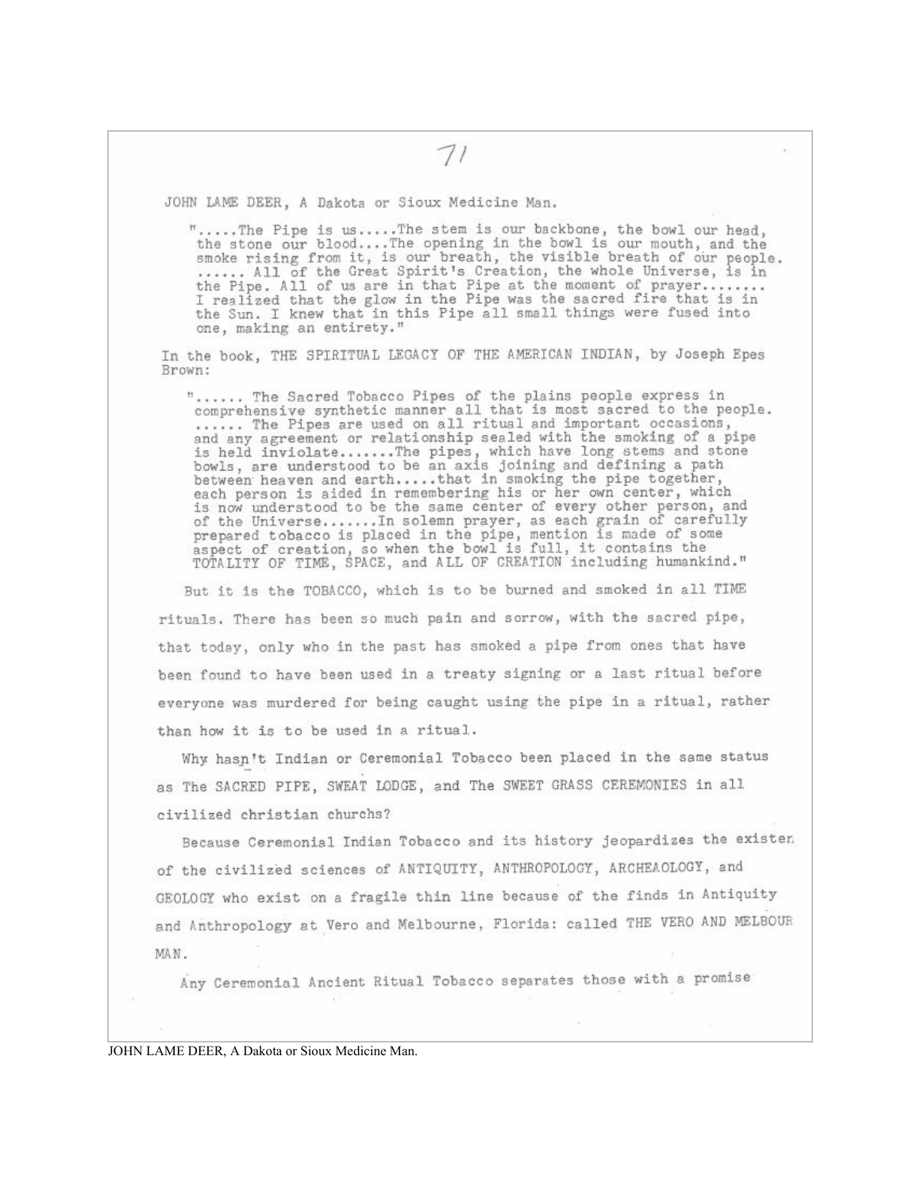JOHN LAME DEER, A Dakota or Sioux Medicine Man.

> ".....The Pipe is us.....The stem is our backbone, the bowl our head, the stone our blood....The opening in the bowl is our mouth, and the smoke rising from it, is our breath, the visible breath of our people. ...... All of the Great Spirit's Creation, the whole Universe, is in the Pipe. All of us are in that Pipe at the moment of prayer........ I realized that the glow in the Pipe was the sacred fire that is in the Sun. I knew that in this Pipe all small things were fused into one, making an entirety."

In the book, THE SPIRITUAL LEGACY OF THE AMERICAN INDIAN, by Joseph Epes Brown:

> "...... The Sacred Tobacco Pipes of the plains people express in comprehensive synthetic manner all that is most sacred to the people. ...... The Pipes are used on all ritual and important occasions, and any agreement or relationship sealed with the smoking of a pipe is held inviolate.......The pipes, which have long stems and stone bowls, are understood to be an axis joining and defining a path between heaven and earth.....that in smoking the pipe together, each person is aided in remembering his or her own center, which is now understood to be the same center of every other person, and of the Universe.......In solemn prayer, as each grain of carefully prepared tobacco is placed in the pipe, mention is made of some aspect of creation, so when the bowl is full, it contains the TOTALITY OF TIME, SPACE, and ALL OF CREATION including humankind."

But it is the TOBACCO, which is to be burned and smoked in all TIME rituals. There has been so much pain and sorrow, with the sacred pipe, that today, only who in the past has smoked a pipe from ones that have been found to have been used in a treaty signing or a last ritual before everyone was murdered for being caught using the pipe in a ritual, rather than how it is to be used in a ritual.

Why hasn't Indian or Ceremonial Tobacco been placed in the same status as The SACRED PIPE, SWEAT LODGE, and The SWEET GRASS CEREMONIES in all civilized christian churchs?

Because Ceremonial Indian Tobacco and its history jeopardizes the existen of the civilized sciences of ANTIQUITY, ANTHROPOLOGY, ARCHEAOLOGY, and GEOLOGY who exist on a fragile thin line because of the finds in Antiquity and Anthropology at Vero and Melbourne, Florida: called THE VERO AND MELBOUR MAN.

Any Ceremonial Ancient Ritual Tobacco separates those with a promise

JOHN LAME DEER, A Dakota or Sioux Medicine Man.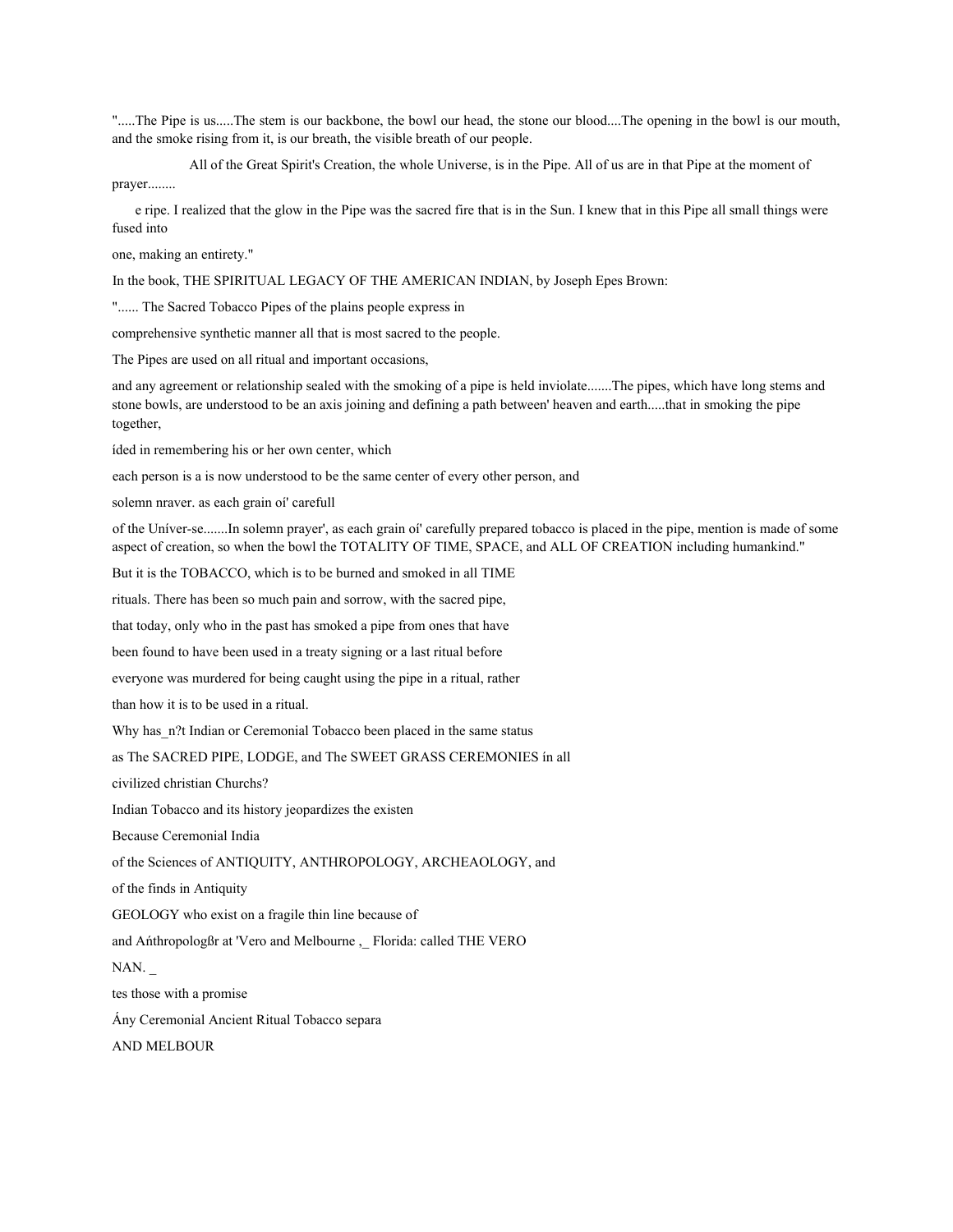".....The Pipe is us.....The stem is our backbone, the bowl our head, the stone our blood....The opening in the bowl is our mouth, and the smoke rising from it, is our breath, the visible breath of our people.

All of the Great Spirit's Creation, the whole Universe, is in the Pipe. All of us are in that Pipe at the moment of prayer........

e ripe. I realized that the glow in the Pipe was the sacred fire that is in the Sun. I knew that in this Pipe all small things were fused into

one, making an entirety."

In the book, THE SPIRITUAL LEGACY OF THE AMERICAN INDIAN, by Joseph Epes Brown:

"...... The Sacred Tobacco Pipes of the plains people express in

comprehensive synthetic manner all that is most sacred to the people.

The Pipes are used on all ritual and important occasions,

and any agreement or relationship sealed with the smoking of a pipe is held inviolate.......The pipes, which have long stems and stone bowls, are understood to be an axis joining and defining a path between' heaven and earth.....that in smoking the pipe together,

íded in remembering his or her own center, which

each person is a is now understood to be the same center of every other person, and

solemn nraver. as each grain oí' carefull

of the Unívers-se.......In solemn prayer', as each grain oí' carefully prepared tobacco is placed in the pipe, mention is made of some aspect of creation, so when the bowl the TOTALITY OF TIME, SPACE, and ALL OF CREATION including humankind."

But it is the TOBACCO, which is to be burned and smoked in all TIME

rituals. There has been so much pain and sorrow, with the sacred pipe,

that today, only who in the past has smoked a pipe from ones that have

been found to have been used in a treaty signing or a last ritual before

everyone was murdered for being caught using the pipe in a ritual, rather

than how it is to be used in a ritual.

Why has_n?t Indian or Ceremonial Tobacco been placed in the same status

as The SACRED PIPE, LODGE, and The SWEET GRASS CEREMONIES ín all

civilized christian Churchs?

Indian Tobacco and its history jeopardizes the existen

Because Ceremonial India

of the Sciences of ANTIQUITY, ANTHROPOLOGY, ARCHEAOLOGY, and

of the finds in Antiquity

GEOLOGY who exist on a fragile thin line because of

and Ańthropologßr at 'Vero and Melbourne ,_ Florida: called THE VERO

NAN. _

tes those with a promise

Ány Ceremonial Ancient Ritual Tobacco separa

AND MELBOUR